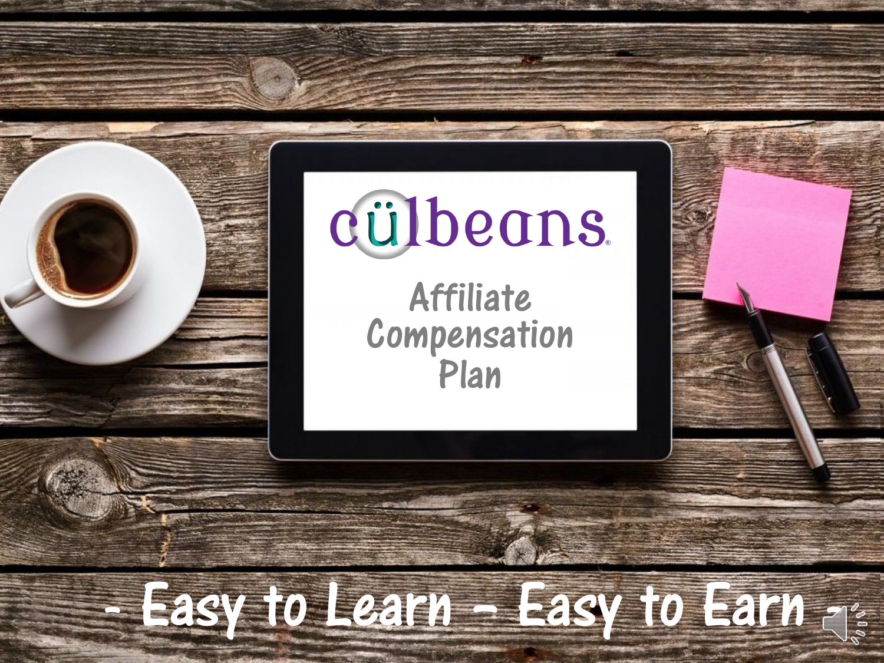# cülbeans

## Affiliate Compensation Plan

**- Easy to Learn - Easy to Earn -**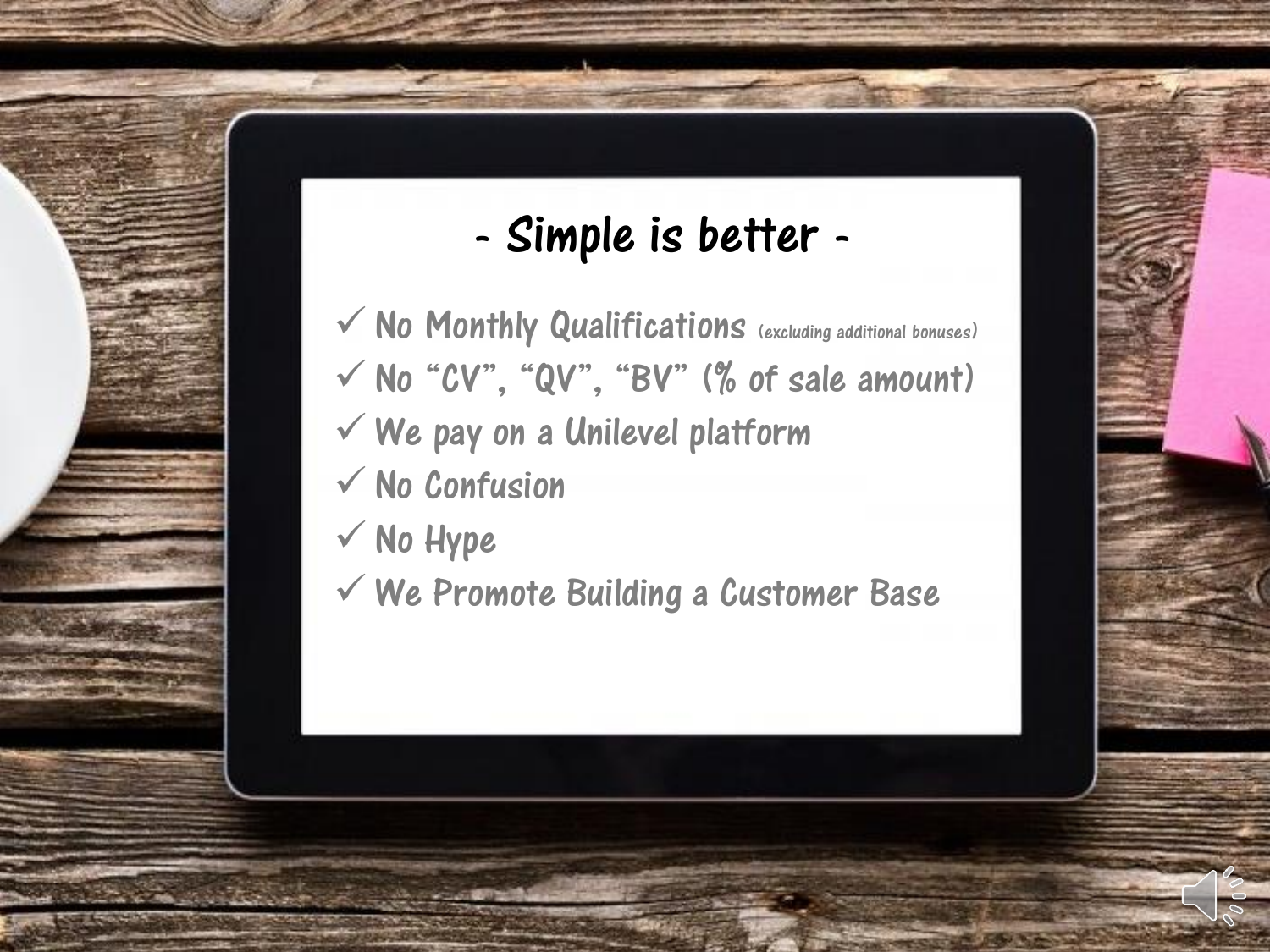# - Simple is better -

- ✓ No Monthly Qualifications (excluding additional bonuses)
- ✓ No "CV", "QV", "BV" (% of sale amount)
- ✓ We pay on a Unilevel platform
- ✓ No Confusion
- ✓ No Hype
- ✓ We Promote Building a Customer Base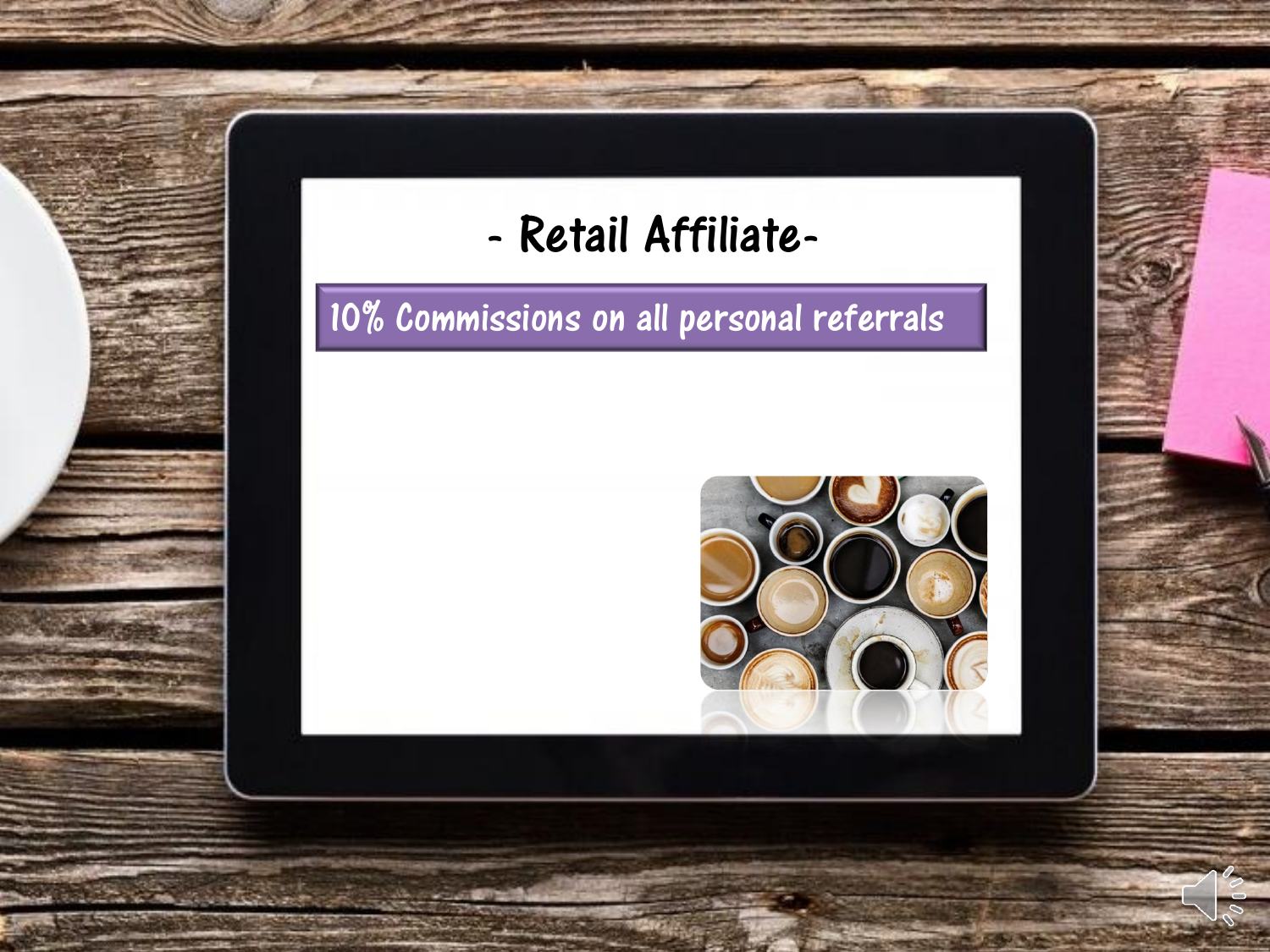# - Retail Affiliate-

10% Commissions on all personal referrals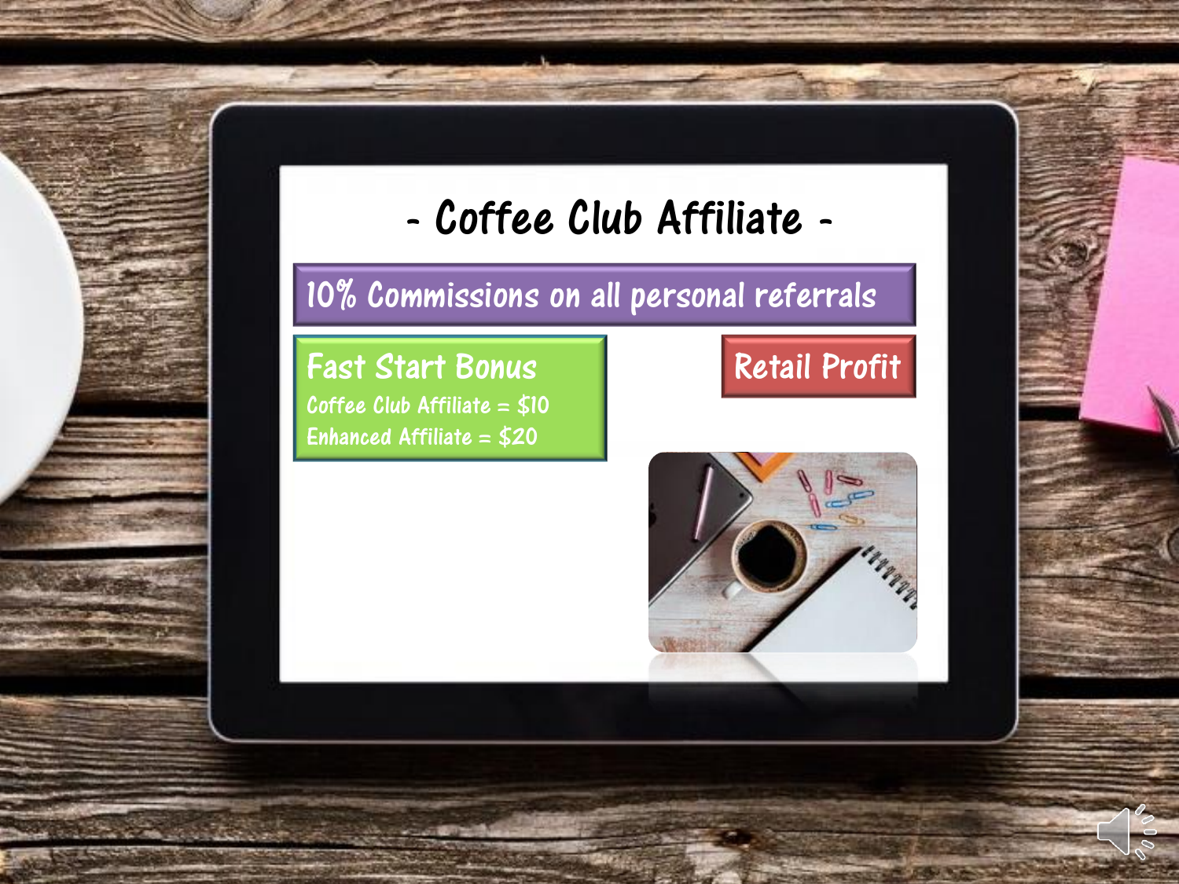# - Coffee Club Affiliate -

10% Commissions on all personal referrals

**Fast Start Bonus**

Coffee Club Affiliate = $10

Enhanced Affiliate = $20

**Retail Profit**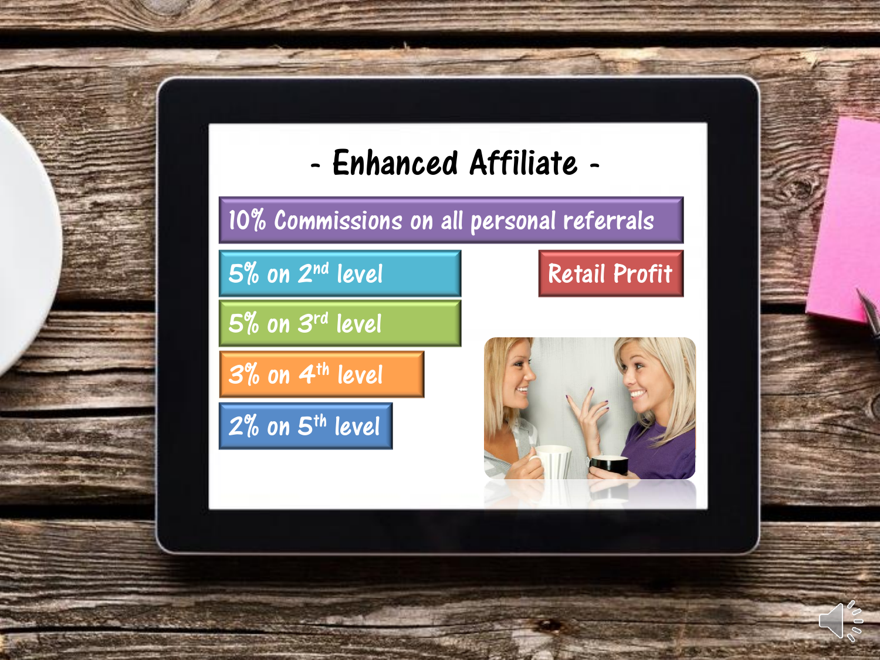# - Enhanced Affiliate -

- 10% Commissions on all personal referrals
- 5% on 2nd level
- 5% on 3rd level
- 3% on 4th level
- 2% on 5th level
- Retail Profit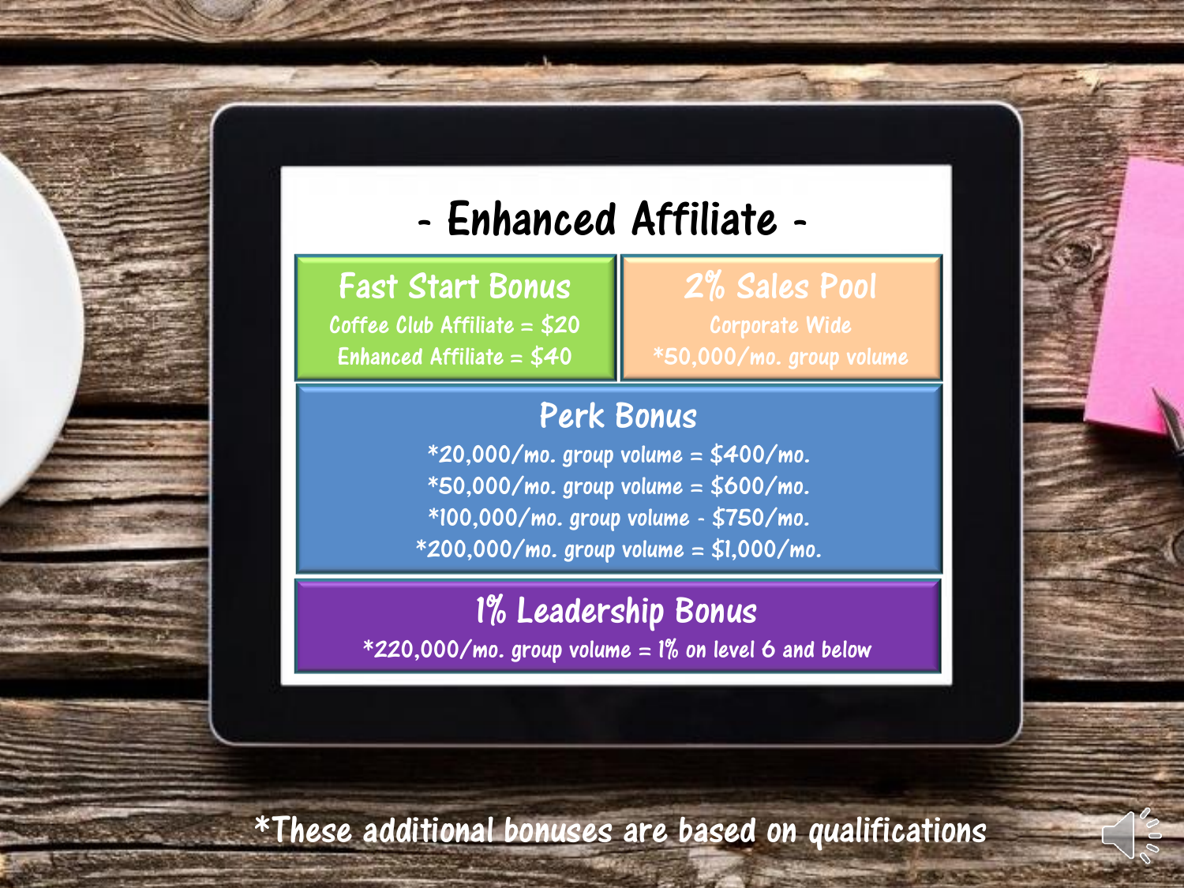# - Enhanced Affiliate -

## Fast Start Bonus

Coffee Club Affiliate = $20

Enhanced Affiliate = $40

## 2% Sales Pool

Corporate Wide

*50,000/mo. group volume

## Perk Bonus

*20,000/mo. group volume = $400/mo.

*50,000/mo. group volume = $600/mo.

*100,000/mo. group volume - $750/mo.

*200,000/mo. group volume = $1,000/mo.

## 1% Leadership Bonus

*220,000/mo. group volume = 1% on level 6 and below

*These additional bonuses are based on qualifications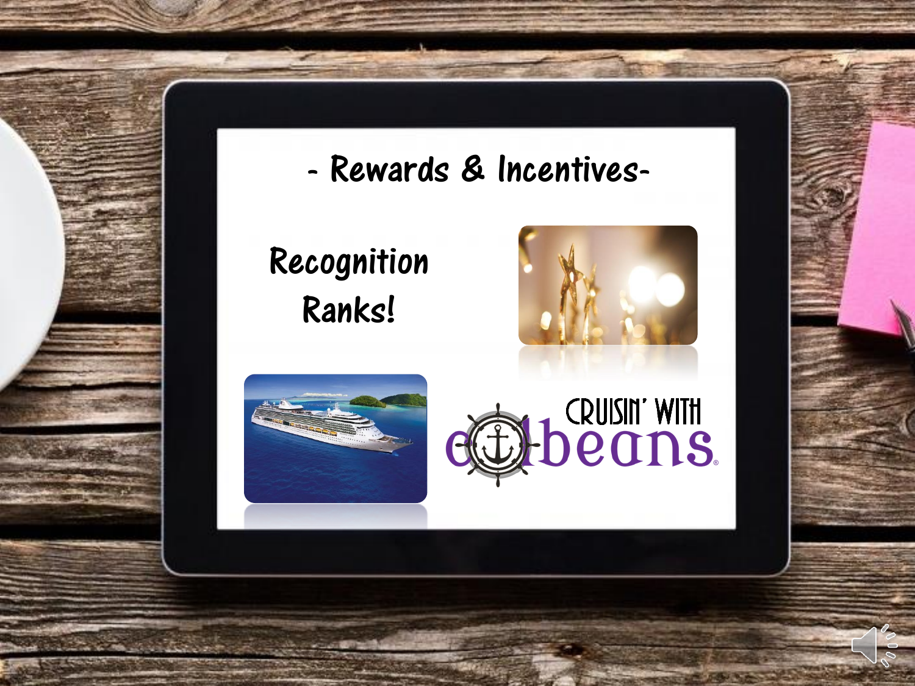# - Rewards & Incentives-

Recognition

Ranks!

CRUISIN' WITH
beans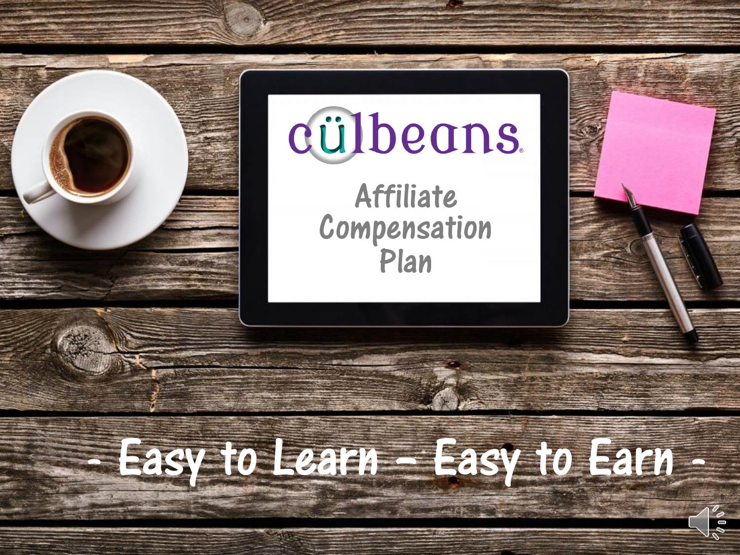# cülbeans

## Affiliate Compensation Plan

- Easy to Learn – Easy to Earn -